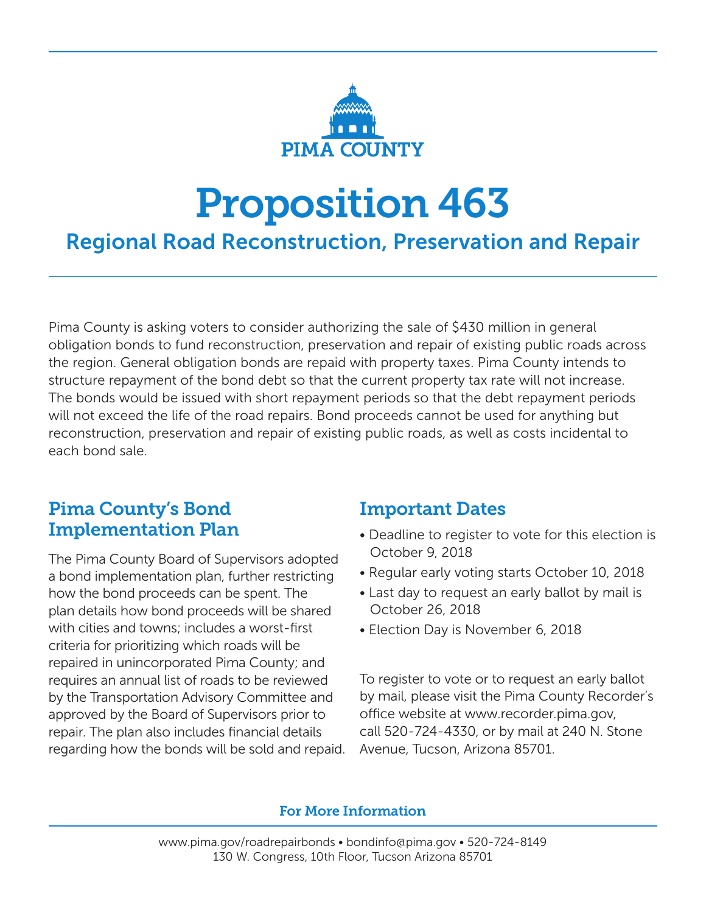PIMA COUNTY

# Proposition 463

## Regional Road Reconstruction, Preservation and Repair

Pima County is asking voters to consider authorizing the sale of $430 million in general obligation bonds to fund reconstruction, preservation and repair of existing public roads across the region. General obligation bonds are repaid with property taxes. Pima County intends to structure repayment of the bond debt so that the current property tax rate will not increase. The bonds would be issued with short repayment periods so that the debt repayment periods will not exceed the life of the road repairs. Bond proceeds cannot be used for anything but reconstruction, preservation and repair of existing public roads, as well as costs incidental to each bond sale.

### Pima County's Bond Implementation Plan

The Pima County Board of Supervisors adopted a bond implementation plan, further restricting how the bond proceeds can be spent. The plan details how bond proceeds will be shared with cities and towns; includes a worst-first criteria for prioritizing which roads will be repaired in unincorporated Pima County; and requires an annual list of roads to be reviewed by the Transportation Advisory Committee and approved by the Board of Supervisors prior to repair. The plan also includes financial details regarding how the bonds will be sold and repaid.

### Important Dates

- Deadline to register to vote for this election is October 9, 2018
- Regular early voting starts October 10, 2018
- Last day to request an early ballot by mail is October 26, 2018
- Election Day is November 6, 2018

To register to vote or to request an early ballot by mail, please visit the Pima County Recorder's office website at www.recorder.pima.gov, call 520-724-4330, or by mail at 240 N. Stone Avenue, Tucson, Arizona 85701.

### For More Information

www.pima.gov/roadrepairbonds • bondinfo@pima.gov • 520-724-8149
130 W. Congress, 10th Floor, Tucson Arizona 85701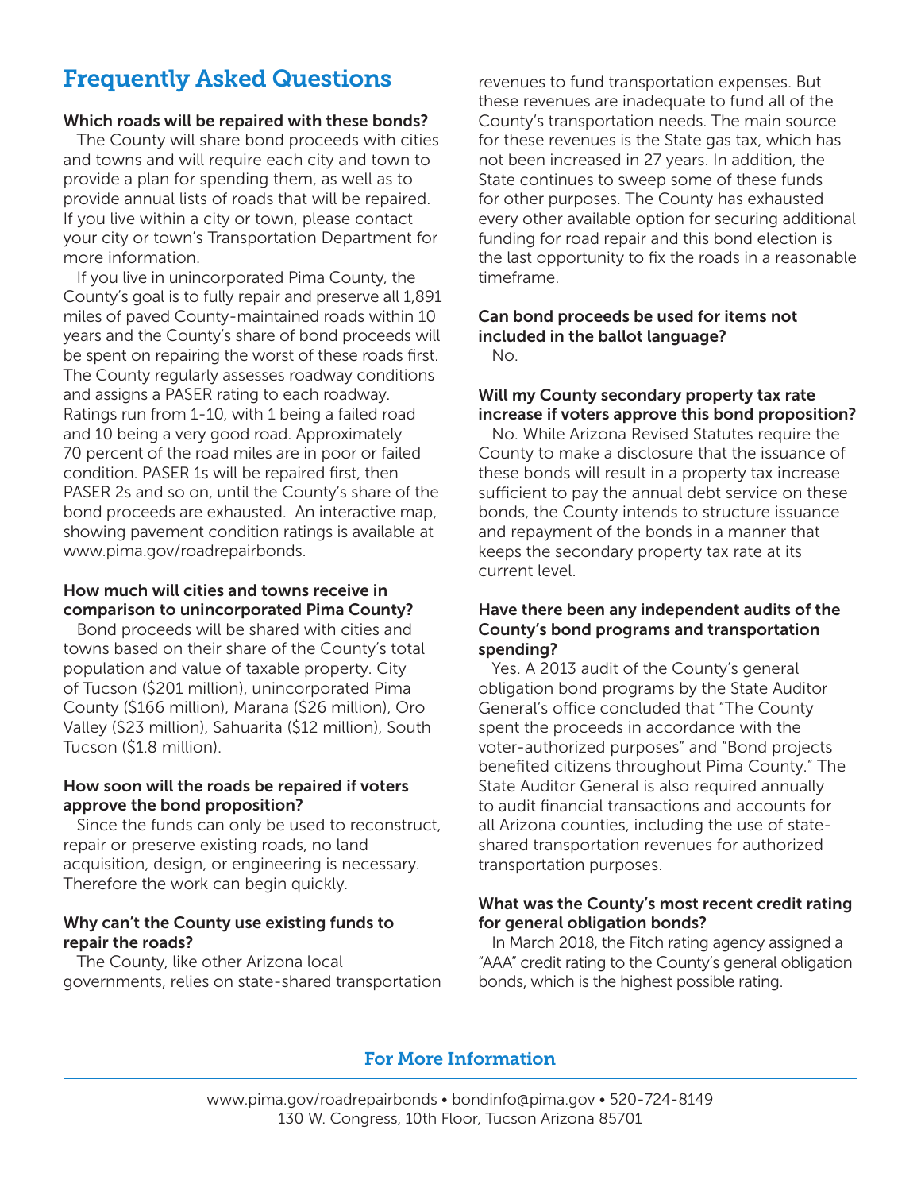## Frequently Asked Questions

**Which roads will be repaired with these bonds?**

The County will share bond proceeds with cities and towns and will require each city and town to provide a plan for spending them, as well as to provide annual lists of roads that will be repaired. If you live within a city or town, please contact your city or town's Transportation Department for more information.

If you live in unincorporated Pima County, the County's goal is to fully repair and preserve all 1,891 miles of paved County-maintained roads within 10 years and the County's share of bond proceeds will be spent on repairing the worst of these roads first. The County regularly assesses roadway conditions and assigns a PASER rating to each roadway. Ratings run from 1-10, with 1 being a failed road and 10 being a very good road. Approximately 70 percent of the road miles are in poor or failed condition. PASER 1s will be repaired first, then PASER 2s and so on, until the County's share of the bond proceeds are exhausted. An interactive map, showing pavement condition ratings is available at www.pima.gov/roadrepairbonds.

**How much will cities and towns receive in comparison to unincorporated Pima County?**

Bond proceeds will be shared with cities and towns based on their share of the County's total population and value of taxable property. City of Tucson ($201 million), unincorporated Pima County ($166 million), Marana ($26 million), Oro Valley ($23 million), Sahuarita ($12 million), South Tucson ($1.8 million).

**How soon will the roads be repaired if voters approve the bond proposition?**

Since the funds can only be used to reconstruct, repair or preserve existing roads, no land acquisition, design, or engineering is necessary. Therefore the work can begin quickly.

**Why can't the County use existing funds to repair the roads?**

The County, like other Arizona local governments, relies on state-shared transportation revenues to fund transportation expenses. But these revenues are inadequate to fund all of the County's transportation needs. The main source for these revenues is the State gas tax, which has not been increased in 27 years. In addition, the State continues to sweep some of these funds for other purposes. The County has exhausted every other available option for securing additional funding for road repair and this bond election is the last opportunity to fix the roads in a reasonable timeframe.

**Can bond proceeds be used for items not included in the ballot language?**

No.

**Will my County secondary property tax rate increase if voters approve this bond proposition?**

No. While Arizona Revised Statutes require the County to make a disclosure that the issuance of these bonds will result in a property tax increase sufficient to pay the annual debt service on these bonds, the County intends to structure issuance and repayment of the bonds in a manner that keeps the secondary property tax rate at its current level.

**Have there been any independent audits of the County's bond programs and transportation spending?**

Yes. A 2013 audit of the County's general obligation bond programs by the State Auditor General's office concluded that "The County spent the proceeds in accordance with the voter-authorized purposes" and "Bond projects benefited citizens throughout Pima County." The State Auditor General is also required annually to audit financial transactions and accounts for all Arizona counties, including the use of state-shared transportation revenues for authorized transportation purposes.

**What was the County's most recent credit rating for general obligation bonds?**

In March 2018, the Fitch rating agency assigned a "AAA" credit rating to the County's general obligation bonds, which is the highest possible rating.

## For More Information

www.pima.gov/roadrepairbonds • bondinfo@pima.gov • 520-724-8149
130 W. Congress, 10th Floor, Tucson Arizona 85701